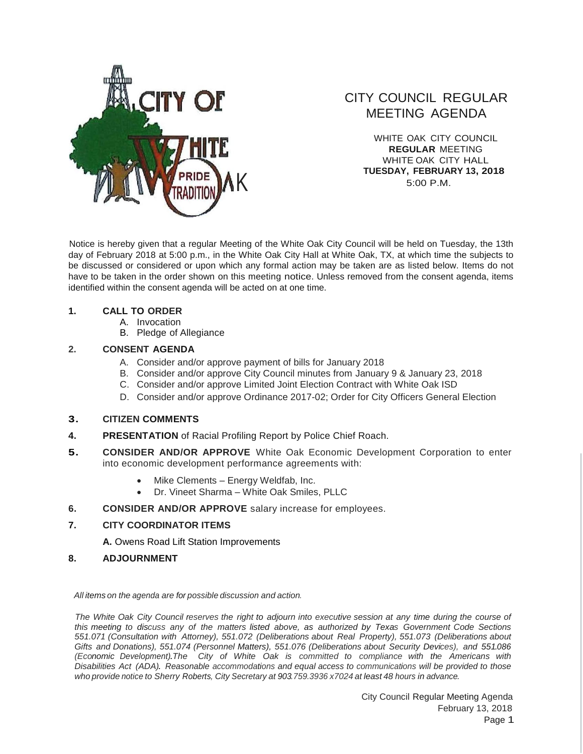# CITY COUNCIL REGULAR MEETING AGENDA

WHITE OAK CITY COUNCIL
**REGULAR** MEETING
WHITE OAK CITY HALL
**TUESDAY, FEBRUARY 13, 2018**
5:00 P.M.

Notice is hereby given that a regular Meeting of the White Oak City Council will be held on Tuesday, the 13th day of February 2018 at 5:00 p.m., in the White Oak City Hall at White Oak, TX, at which time the subjects to be discussed or considered or upon which any formal action may be taken are as listed below. Items do not have to be taken in the order shown on this meeting notice. Unless removed from the consent agenda, items identified within the consent agenda will be acted on at one time.

**1. CALL TO ORDER**

A. Invocation
B. Pledge of Allegiance

**2. CONSENT AGENDA**

A. Consider and/or approve payment of bills for January 2018
B. Consider and/or approve City Council minutes from January 9 & January 23, 2018
C. Consider and/or approve Limited Joint Election Contract with White Oak ISD
D. Consider and/or approve Ordinance 2017-02; Order for City Officers General Election

**3. CITIZEN COMMENTS**

**4. PRESENTATION** of Racial Profiling Report by Police Chief Roach.

**5. CONSIDER AND/OR APPROVE** White Oak Economic Development Corporation to enter into economic development performance agreements with:

- Mike Clements – Energy Weldfab, Inc.
- Dr. Vineet Sharma – White Oak Smiles, PLLC

**6. CONSIDER AND/OR APPROVE** salary increase for employees.

**7. CITY COORDINATOR ITEMS**

**A.** Owens Road Lift Station Improvements

**8. ADJOURNMENT**

*All items on the agenda are for possible discussion and action.*

*The White Oak City Council reserves the right to adjourn into executive session at any time during the course of this meeting to discuss any of the matters listed above, as authorized by Texas Government Code Sections 551.071 (Consultation with Attorney), 551.072 (Deliberations about Real Property), 551.073 (Deliberations about Gifts and Donations), 551.074 (Personnel Matters), 551.076 (Deliberations about Security Devices), and 551.086 (Economic Development).The City of White Oak is committed to compliance with the Americans with Disabilities Act (ADA). Reasonable accommodations and equal access to communications will be provided to those who provide notice to Sherry Roberts, City Secretary at 903.759.3936 x7024 at least 48 hours in advance.*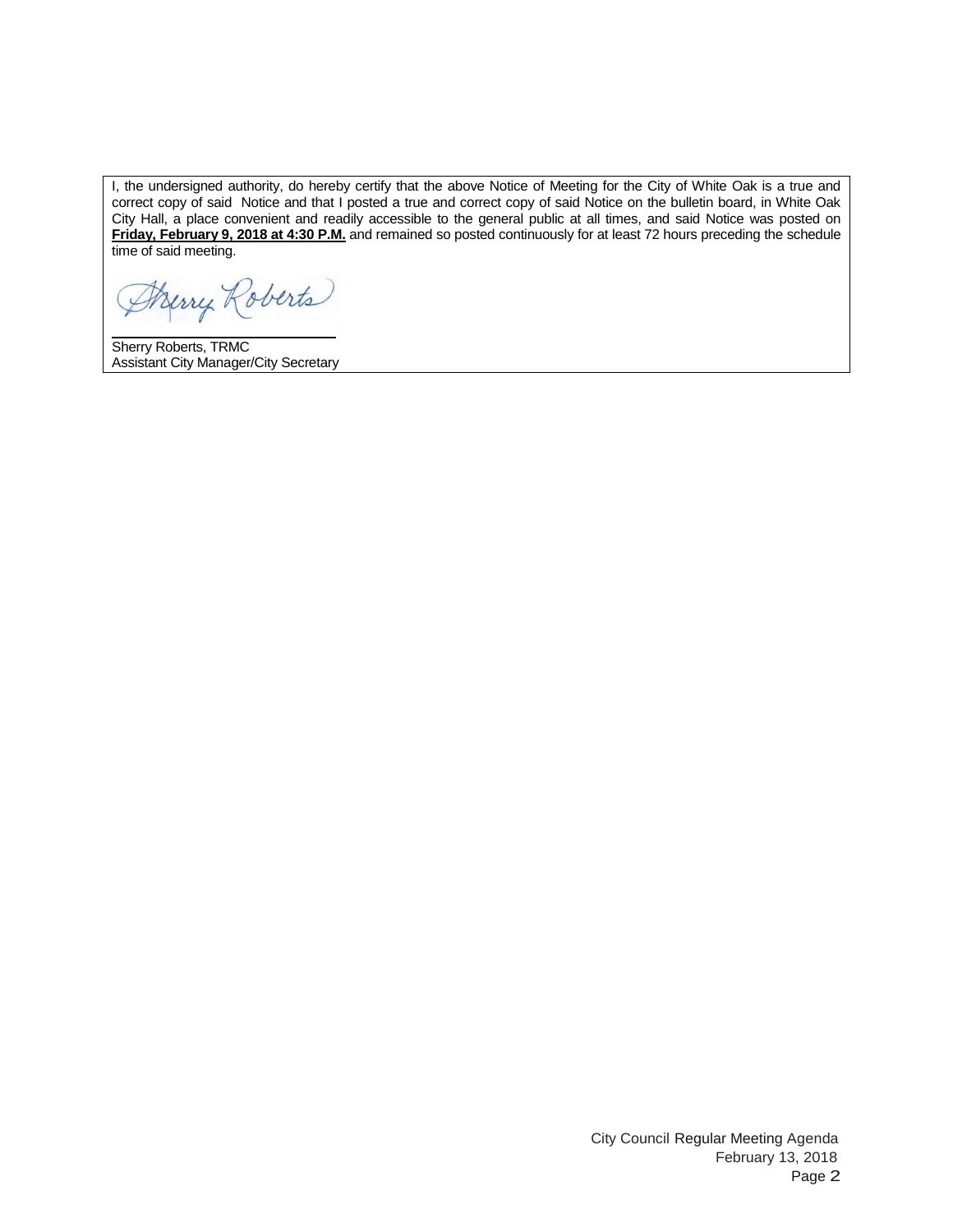I, the undersigned authority, do hereby certify that the above Notice of Meeting for the City of White Oak is a true and correct copy of said Notice and that I posted a true and correct copy of said Notice on the bulletin board, in White Oak City Hall, a place convenient and readily accessible to the general public at all times, and said Notice was posted on **Friday, February 9, 2018 at 4:30 P.M.** and remained so posted continuously for at least 72 hours preceding the schedule time of said meeting.

Sherry Roberts

Sherry Roberts, TRMC
Assistant City Manager/City Secretary